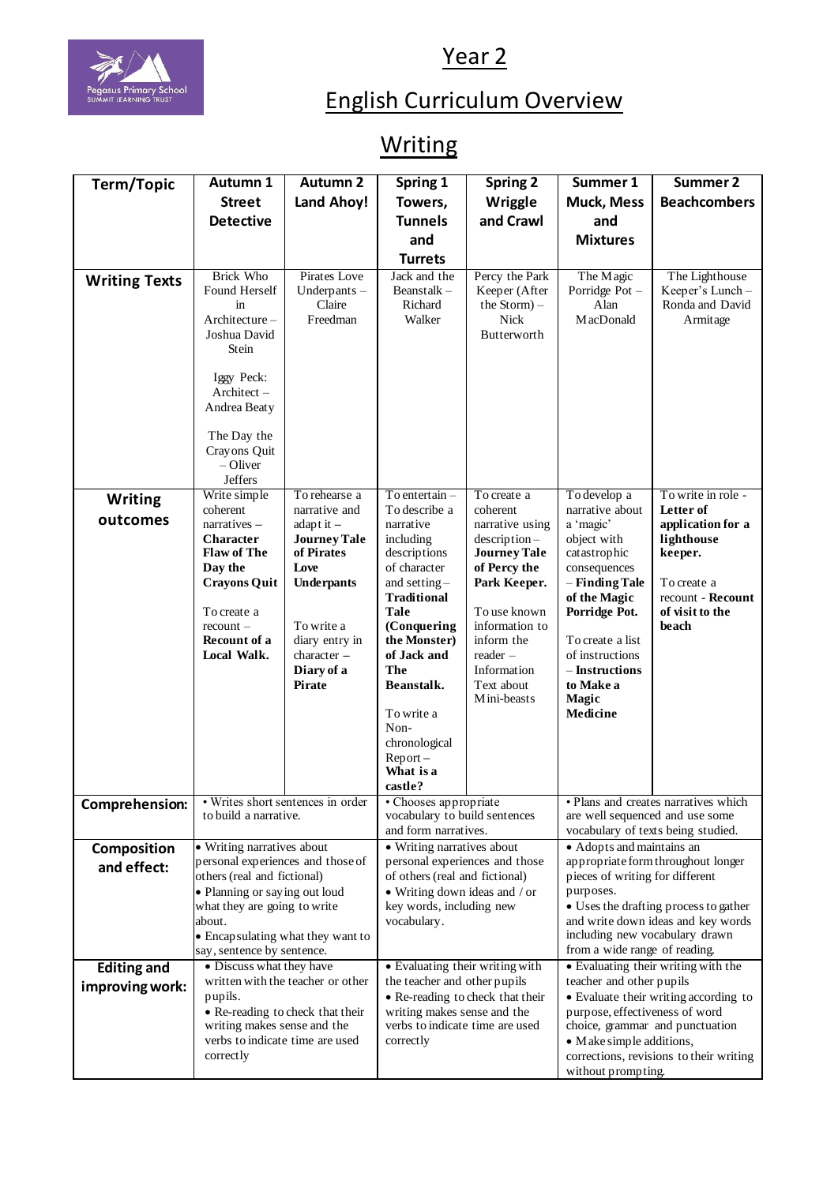# Year 2

## English Curriculum Overview

## Writing

| Term/Topic | Autumn 1 Street Detective | Autumn 2 Land Ahoy! | Spring 1 Towers, Tunnels and Turrets | Spring 2 Wriggle and Crawl | Summer 1 Muck, Mess and Mixtures | Summer 2 Beachcombers |
|---|---|---|---|---|---|---|
| **Writing Texts** | Brick Who Found Herself in Architecture – Joshua David Stein<br><br>Iggy Peck: Architect – Andrea Beaty<br><br>The Day the Crayons Quit – Oliver Jeffers | Pirates Love Underpants – Claire Freedman | Jack and the Beanstalk – Richard Walker | Percy the Park Keeper (After the Storm) – Nick Butterworth | The Magic Porridge Pot – Alan MacDonald | The Lighthouse Keeper's Lunch – Ronda and David Armitage |
| **Writing outcomes** | Write simple coherent narratives – **Character Flaw of The Day the Crayons Quit**<br><br>To create a recount – **Recount of a Local Walk.** | To rehearse a narrative and adapt it – **Journey Tale of Pirates Love Underpants**<br><br>To write a diary entry in character – **Diary of a Pirate** | To entertain – To describe a narrative including descriptions of character and setting – **Traditional Tale (Conquering the Monster) of Jack and The Beanstalk.**<br><br>To write a Non-chronological Report – **What is a castle?** | To create a coherent narrative using description – **Journey Tale of Percy the Park Keeper.**<br><br>To use known information to inform the reader – Information Text about Mini-beasts | To develop a narrative about a 'magic' object with catastrophic consequences – **Finding Tale of the Magic Porridge Pot.**<br><br>To create a list of instructions – **Instructions to Make a Magic Medicine** | To write in role - **Letter of application for a lighthouse keeper.**<br><br>To create a recount - **Recount of visit to the beach** |
| **Comprehension:** | • Writes short sentences in order to build a narrative. | | • Chooses appropriate vocabulary to build sentences and form narratives. | | • Plans and creates narratives which are well sequenced and use some vocabulary of texts being studied. | |
| **Composition and effect:** | • Writing narratives about personal experiences and those of others (real and fictional)<br>• Planning or saying out loud what they are going to write about.<br>• Encapsulating what they want to say, sentence by sentence. | | • Writing narratives about personal experiences and those of others (real and fictional)<br>• Writing down ideas and / or key words, including new vocabulary. | | • Adopts and maintains an appropriate form throughout longer pieces of writing for different purposes.<br>• Uses the drafting process to gather and write down ideas and key words including new vocabulary drawn from a wide range of reading. | |
| **Editing and improving work:** | • Discuss what they have written with the teacher or other pupils.<br>• Re-reading to check that their writing makes sense and the verbs to indicate time are used correctly | | • Evaluating their writing with the teacher and other pupils<br>• Re-reading to check that their writing makes sense and the verbs to indicate time are used correctly | | • Evaluating their writing with the teacher and other pupils<br>• Evaluate their writing according to purpose, effectiveness of word choice, grammar and punctuation<br>• Make simple additions, corrections, revisions to their writing without prompting. | |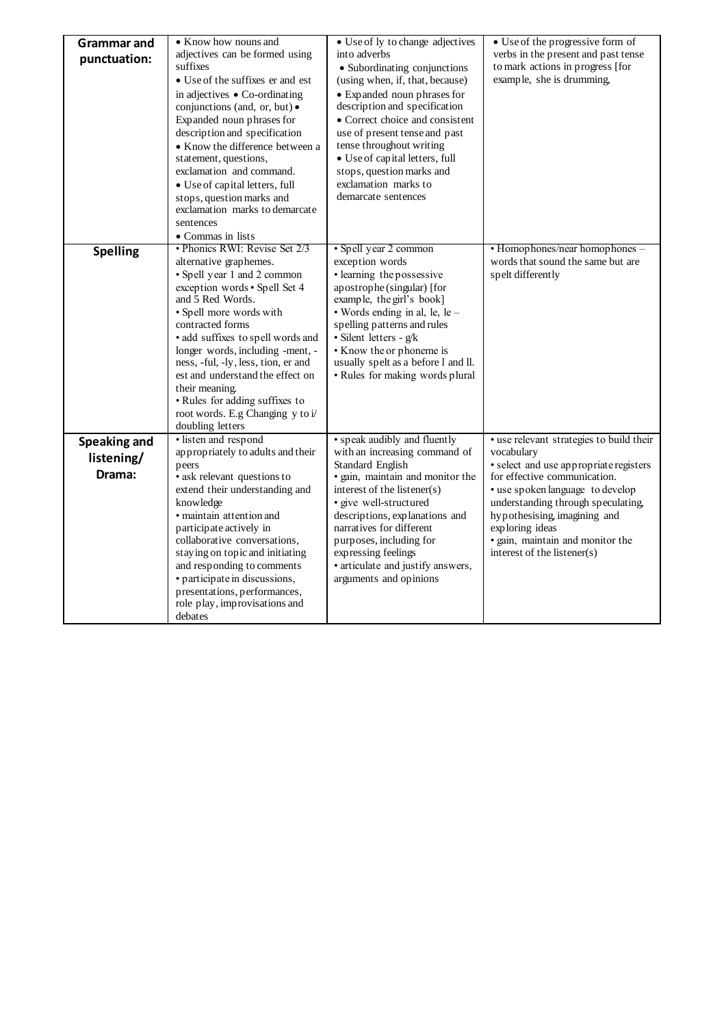| **Grammar and punctuation:** | • Know how nouns and adjectives can be formed using suffixes<br>• Use of the suffixes er and est in adjectives • Co-ordinating conjunctions (and, or, but) • Expanded noun phrases for description and specification<br>• Know the difference between a statement, questions, exclamation and command.<br>• Use of capital letters, full stops, question marks and exclamation marks to demarcate sentences<br>• Commas in lists | • Use of ly to change adjectives into adverbs<br>• Subordinating conjunctions (using when, if, that, because)<br>• Expanded noun phrases for description and specification<br>• Correct choice and consistent use of present tense and past tense throughout writing<br>• Use of capital letters, full stops, question marks and exclamation marks to demarcate sentences | • Use of the progressive form of verbs in the present and past tense to mark actions in progress [for example, she is drumming, |
|---|---|---|---|
| **Spelling** | • Phonics RWI: Revise Set 2/3 alternative graphemes.<br>• Spell year 1 and 2 common exception words • Spell Set 4 and 5 Red Words.<br>• Spell more words with contracted forms<br>• add suffixes to spell words and longer words, including -ment, -ness, -ful, -ly, less, tion, er and est and understand the effect on their meaning.<br>• Rules for adding suffixes to root words. E.g Changing y to i/ doubling letters | • Spell year 2 common exception words<br>• learning the possessive apostrophe (singular) [for example, the girl's book]<br>• Words ending in al, le, le – spelling patterns and rules<br>• Silent letters - g/k<br>• Know the or phoneme is usually spelt as a before l and ll.<br>• Rules for making words plural | • Homophones/near homophones – words that sound the same but are spelt differently |
| **Speaking and listening/ Drama:** | • listen and respond appropriately to adults and their peers<br>• ask relevant questions to extend their understanding and knowledge<br>• maintain attention and participate actively in collaborative conversations, staying on topic and initiating and responding to comments<br>• participate in discussions, presentations, performances, role play, improvisations and debates | • speak audibly and fluently with an increasing command of Standard English<br>• gain, maintain and monitor the interest of the listener(s)<br>• give well-structured descriptions, explanations and narratives for different purposes, including for expressing feelings<br>• articulate and justify answers, arguments and opinions | • use relevant strategies to build their vocabulary<br>• select and use appropriate registers for effective communication.<br>• use spoken language to develop understanding through speculating, hypothesising, imagining and exploring ideas<br>• gain, maintain and monitor the interest of the listener(s) |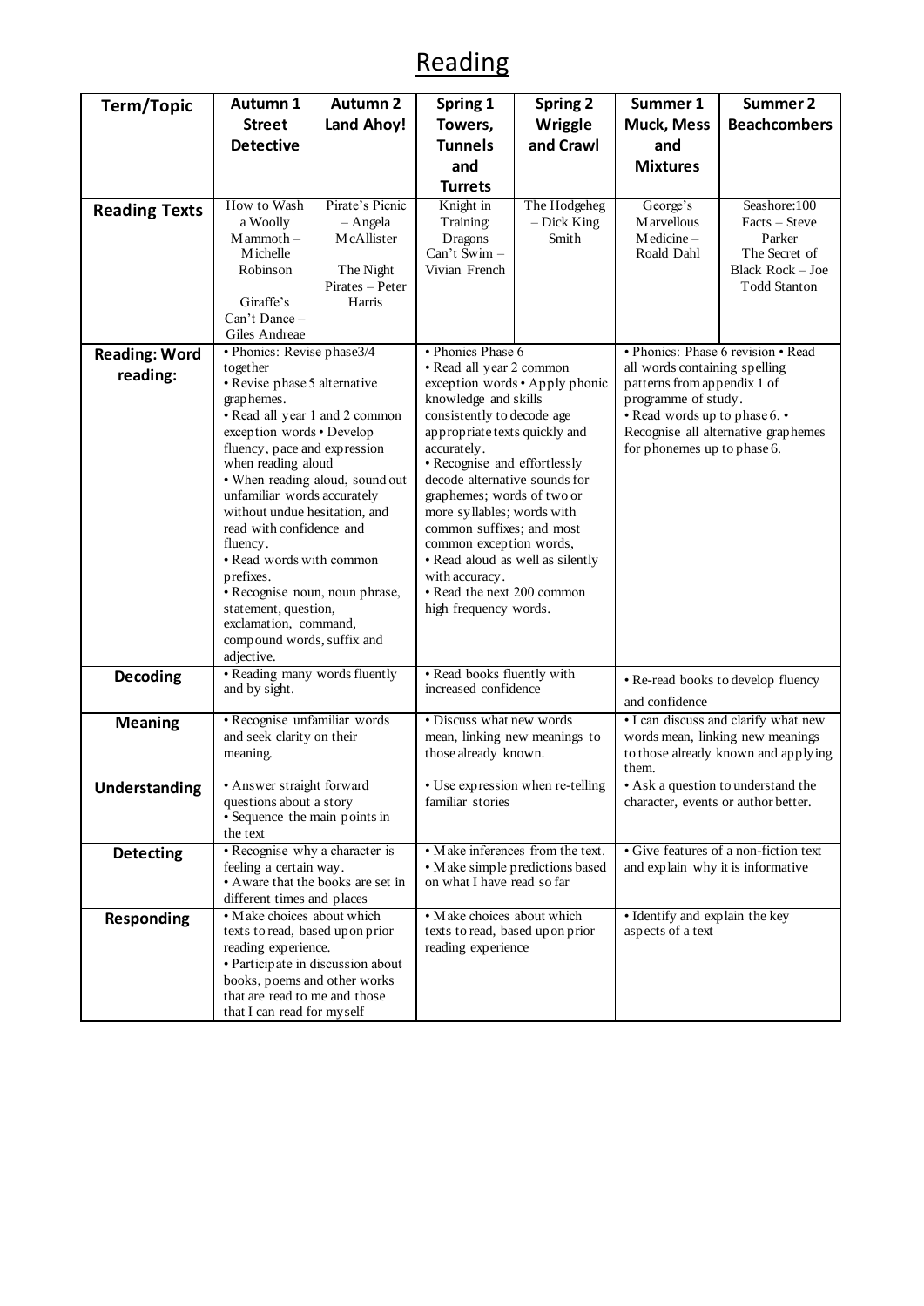# Reading

| Term/Topic | Autumn 1 Street Detective | Autumn 2 Land Ahoy! | Spring 1 Towers, Tunnels and Turrets | Spring 2 Wriggle and Crawl | Summer 1 Muck, Mess and Mixtures | Summer 2 Beachcombers |
|---|---|---|---|---|---|---|
| **Reading Texts** | How to Wash a Woolly Mammoth – Michelle Robinson<br><br>Giraffe's Can't Dance – Giles Andreae | Pirate's Picnic – Angela McAllister<br><br>The Night Pirates – Peter Harris | Knight in Training: Dragons Can't Swim – Vivian French | The Hodgeheg – Dick King Smith | George's Marvellous Medicine – Roald Dahl | Seashore:100 Facts – Steve Parker<br>The Secret of Black Rock – Joe Todd Stanton |
| **Reading: Word reading:** | • Phonics: Revise phase3/4 together<br>• Revise phase 5 alternative graphemes.<br>• Read all year 1 and 2 common exception words • Develop fluency, pace and expression when reading aloud<br>• When reading aloud, sound out unfamiliar words accurately without undue hesitation, and read with confidence and fluency.<br>• Read words with common prefixes.<br>• Recognise noun, noun phrase, statement, question, exclamation, command, compound words, suffix and adjective. | | • Phonics Phase 6<br>• Read all year 2 common exception words • Apply phonic knowledge and skills consistently to decode age appropriate texts quickly and accurately.<br>• Recognise and effortlessly decode alternative sounds for graphemes; words of two or more syllables; words with common suffixes; and most common exception words,<br>• Read aloud as well as silently with accuracy.<br>• Read the next 200 common high frequency words. | | • Phonics: Phase 6 revision • Read all words containing spelling patterns from appendix 1 of programme of study.<br>• Read words up to phase 6. • Recognise all alternative graphemes for phonemes up to phase 6. | |
| **Decoding** | • Reading many words fluently and by sight. | | • Read books fluently with increased confidence | | • Re-read books to develop fluency and confidence | |
| **Meaning** | • Recognise unfamiliar words and seek clarity on their meaning. | | • Discuss what new words mean, linking new meanings to those already known. | | • I can discuss and clarify what new words mean, linking new meanings to those already known and applying them. | |
| **Understanding** | • Answer straight forward questions about a story<br>• Sequence the main points in the text | | • Use expression when re-telling familiar stories | | • Ask a question to understand the character, events or author better. | |
| **Detecting** | • Recognise why a character is feeling a certain way.<br>• Aware that the books are set in different times and places | | • Make inferences from the text.<br>• Make simple predictions based on what I have read so far | | • Give features of a non-fiction text and explain why it is informative | |
| **Responding** | • Make choices about which texts to read, based upon prior reading experience.<br>• Participate in discussion about books, poems and other works that are read to me and those that I can read for myself | | • Make choices about which texts to read, based upon prior reading experience | | • Identify and explain the key aspects of a text | |